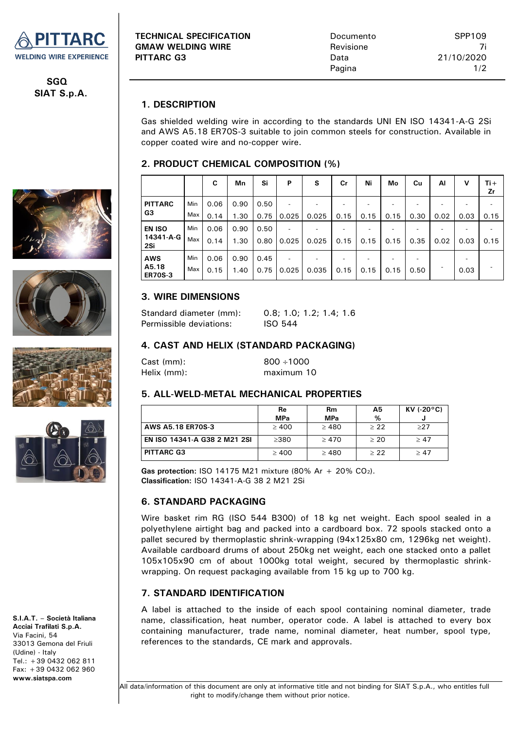**PITTARC** WELDING WIRE EXPERIENCE

**SGQ**
**SIAT S.p.A.**

**TECHNICAL SPECIFICATION**
**GMAW WELDING WIRE**
**PITTARC G3**

| | |
|---|---|
| Documento | SPP109 |
| Revisione | 7i |
| Data | 21/10/2020 |

## 1. DESCRIPTION

Gas shielded welding wire in according to the standards UNI EN ISO 14341-A-G 2Si and AWS A5.18 ER70S-3 suitable to join common steels for construction. Available in copper coated wire and no-copper wire.

## 2. PRODUCT CHEMICAL COMPOSITION (%)

| | | C | Mn | Si | P | S | Cr | Ni | Mo | Cu | Al | V | Ti+Zr |
|---|---|---|---|---|---|---|---|---|---|---|---|---|---|
| **PITTARC G3** | Min | 0.06 | 0.90 | 0.50 | - | - | - | - | - | - | - | - | - |
| | Max | 0.14 | 1.30 | 0.75 | 0.025 | 0.025 | 0.15 | 0.15 | 0.15 | 0.30 | 0.02 | 0.03 | 0.15 |
| **EN ISO 14341-A-G 2Si** | Min | 0.06 | 0.90 | 0.50 | - | - | - | - | - | - | - | - | - |
| | Max | 0.14 | 1.30 | 0.80 | 0.025 | 0.025 | 0.15 | 0.15 | 0.15 | 0.35 | 0.02 | 0.03 | 0.15 |
| **AWS A5.18 ER70S-3** | Min | 0.06 | 0.90 | 0.45 | - | - | - | - | - | - | - | - | - |
| | Max | 0.15 | 1.40 | 0.75 | 0.025 | 0.035 | 0.15 | 0.15 | 0.15 | 0.50 | - | 0.03 | - |

## 3. WIRE DIMENSIONS

Standard diameter (mm): 0.8; 1.0; 1.2; 1.4; 1.6
Permissible deviations: ISO 544

## 4. CAST AND HELIX (STANDARD PACKAGING)

Cast (mm): 800 ÷1000
Helix (mm): maximum 10

## 5. ALL-WELD-METAL MECHANICAL PROPERTIES

| | Re MPa | Rm MPa | A5 % | KV (-20°C) J |
|---|---|---|---|---|
| **AWS A5.18 ER70S-3** | ≥ 400 | ≥ 480 | ≥ 22 | ≥27 |
| **EN ISO 14341-A G38 2 M21 2SI** | ≥380 | ≥ 470 | ≥ 20 | ≥ 47 |
| **PITTARC G3** | ≥ 400 | ≥ 480 | ≥ 22 | ≥ 47 |

**Gas protection:** ISO 14175 M21 mixture (80% Ar + 20% $CO_2$).
**Classification:** ISO 14341-A-G 38 2 M21 2Si

## 6. STANDARD PACKAGING

Wire basket rim RG (ISO 544 B300) of 18 kg net weight. Each spool sealed in a polyethylene airtight bag and packed into a cardboard box. 72 spools stacked onto a pallet secured by thermoplastic shrink-wrapping (94x125x80 cm, 1296kg net weight). Available cardboard drums of about 250kg net weight, each one stacked onto a pallet 105x105x90 cm of about 1000kg total weight, secured by thermoplastic shrink-wrapping. On request packaging available from 15 kg up to 700 kg.

## 7. STANDARD IDENTIFICATION

A label is attached to the inside of each spool containing nominal diameter, trade name, classification, heat number, operator code. A label is attached to every box containing manufacturer, trade name, nominal diameter, heat number, spool type, references to the standards, CE mark and approvals.

**S.I.A.T. – Società Italiana Acciai Trafilati S.p.A.**
Via Facini, 54
33013 Gemona del Friuli (Udine) - Italy
Tel.: +39 0432 062 811
Fax: +39 0432 062 960
**www.siatspa.com**

All data/information of this document are only at informative title and not binding for SIAT S.p.A., who entitles full right to modify/change them without prior notice.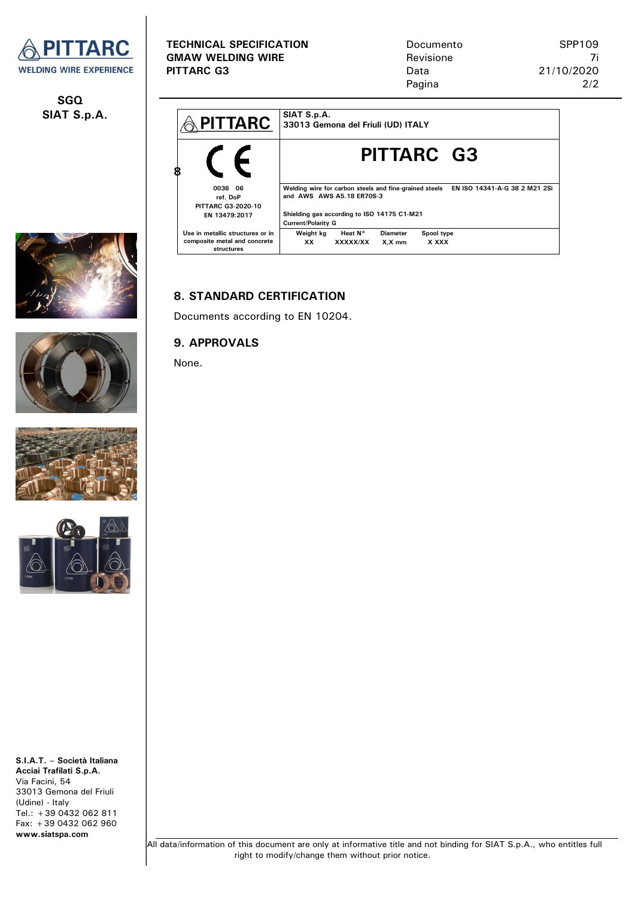| PITTARC | SIAT S.p.A.<br>33013 Gemona del Friuli (UD) ITALY | | | |
|---|---|---|---|---|
| CE<br>8 | **PITTARC G3** | | | |
| 0036 06<br>ref. DoP<br>PITTARC G3-2020-10<br>EN 13479:2017 | Welding wire for carbon steels and fine-grained steels and AWS AWS A5.18 ER70S-3<br><br>Shielding gas according to ISO 14175 C1-M21<br>Current/Polarity G | | | EN ISO 14341-A-G 38 2 M21 2Si |
| Use in metallic structures or in composite metal and concrete structures | Weight kg<br>XX | Heat N°<br>XXXXX/XX | Diameter<br>X,X mm | Spool type<br>X XXX |

## 8. STANDARD CERTIFICATION

Documents according to EN 10204.

## 9. APPROVALS

None.

S.I.A.T. – Società Italiana Acciai Trafilati S.p.A.
Via Facini, 54
33013 Gemona del Friuli (Udine) - Italy
Tel.: +39 0432 062 811
Fax: +39 0432 062 960
www.siatspa.com

All data/information of this document are only at informative title and not binding for SIAT S.p.A., who entitles full right to modify/change them without prior notice.